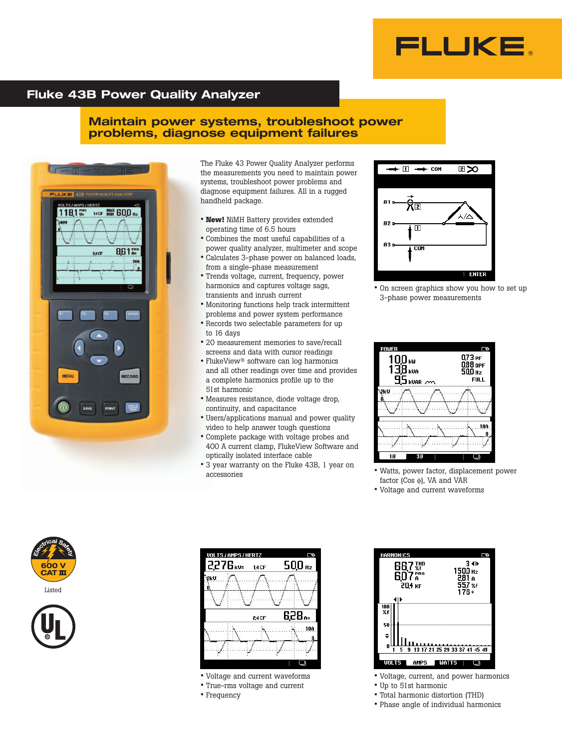# Fluke 43B Power Quality Analyzer

## Maintain power systems, troubleshoot power problems, diagnose equipment failures

The Fluke 43 Power Quality Analyzer performs the measurements you need to maintain power systems, troubleshoot power problems and diagnose equipment failures. All in a rugged handheld package.

- **New!** NiMH Battery provides extended operating time of 6.5 hours
- Combines the most useful capabilities of a power quality analyzer, multimeter and scope
- Calculates 3-phase power on balanced loads, from a single-phase measurement
- Trends voltage, current, frequency, power harmonics and captures voltage sags, transients and inrush current
- Monitoring functions help track intermittent problems and power system performance
- Records two selectable parameters for up to 16 days
- 20 measurement memories to save/recall screens and data with cursor readings
- FlukeView® software can log harmonics and all other readings over time and provides a complete harmonics profile up to the 51st harmonic
- Measures resistance, diode voltage drop, continuity, and capacitance
- Users/applications manual and power quality video to help answer tough questions
- Complete package with voltage probes and 400 A current clamp, FlukeView Software and optically isolated interface cable
- 3 year warranty on the Fluke 43B, 1 year on accessories

- On screen graphics show you how to set up 3-phase power measurements

- Watts, power factor, displacement power factor (Cos ϕ), VA and VAR
- Voltage and current waveforms

- Voltage and current waveforms
- True-rms voltage and current
- Frequency

- Voltage, current, and power harmonics
- Up to 51st harmonic
- Total harmonic distortion (THD)
- Phase angle of individual harmonics

Electrical Safety 600 V CAT III

Listed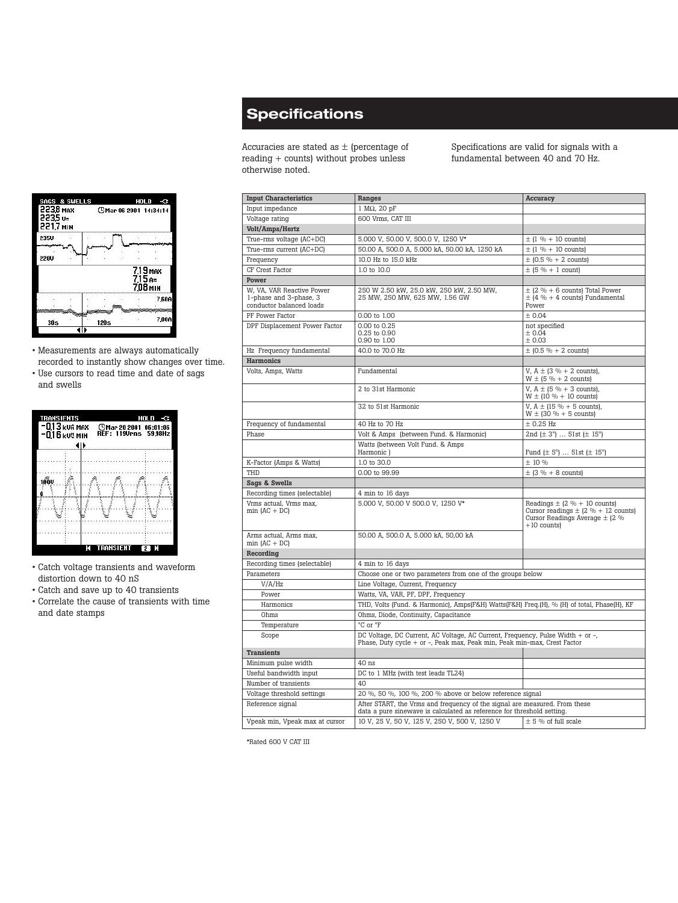## Specifications

Accuracies are stated as ± (percentage of reading + counts) without probes unless otherwise noted.

Specifications are valid for signals with a fundamental between 40 and 70 Hz.

| Input Characteristics | Ranges | Accuracy |
|---|---|---|
| Input impedance | 1 MΩ, 20 pF | |
| Voltage rating | 600 Vrms, CAT III | |
| **Volt/Amps/Hertz** | | |
| True-rms voltage (AC+DC) | 5.000 V, 50.00 V, 500.0 V, 1250 V* | ± (1 % + 10 counts) |
| True-rms current (AC+DC) | 50.00 A, 500.0 A, 5.000 kA, 50.00 kA, 1250 kA | ± (1 % + 10 counts) |
| Frequency | 10.0 Hz to 15.0 kHz | ± (0.5 % + 2 counts) |
| CF Crest Factor | 1.0 to 10.0 | ± (5 % + 1 count) |
| **Power** | | |
| W, VA, VAR Reactive Power 1-phase and 3-phase, 3 conductor balanced loads | 250 W 2.50 kW, 25.0 kW, 250 kW, 2.50 MW, 25 MW, 250 MW, 625 MW, 1.56 GW | ± (2 % + 6 counts) Total Power ± (4 % + 4 counts) Fundamental Power |
| PF Power Factor | 0.00 to 1.00 | ± 0.04 |
| DPF Displacement Power Factor | 0.00 to 0.25 0.25 to 0.90 0.90 to 1.00 | not specified ± 0.04 ± 0.03 |
| Hz Frequency fundamental | 40.0 to 70.0 Hz | ± (0.5 % + 2 counts) |
| **Harmonics** | | |
| Volts, Amps, Watts | Fundamental | V, A ± (3 % + 2 counts), W ± (5 % + 2 counts) |
| | 2 to 31st Harmonic | V, A ± (5 % + 3 counts), W ± (10 % + 10 counts) |
| | 32 to 51st Harmonic | V, A ± (15 % + 5 counts), W ± (30 % + 5 counts) |
| Frequency of fundamental | 40 Hz to 70 Hz | ± 0.25 Hz |
| Phase | Volt & Amps (between Fund. & Harmonic) | 2nd (± 3°) … 51st (± 15°) |
| | Watts (between Volt Fund. & Amps Harmonic ) | Fund (± 5°) … 51st (± 15°) |
| K-Factor (Amps & Watts) | 1.0 to 30.0 | ± 10 % |
| THD | 0.00 to 99.99 | ± (3 % + 8 counts) |
| **Sags & Swells** | | |
| Recording times (selectable) | 4 min to 16 days | |
| Vrms actual, Vrms max, min (AC + DC) | 5.000 V, 50.00 V 500.0 V, 1250 V* | Readings ± (2 % + 10 counts) Cursor readings ± (2 % + 12 counts) Cursor Readings Average ± (2 % +10 counts) |
| Arms actual, Arms max, min (AC + DC) | 50.00 A, 500.0 A, 5.000 kA, 50,00 kA | |
| **Recording** | | |
| Recording times (selectable) | 4 min to 16 days | |
| Parameters | Choose one or two parameters from one of the groups below | |
| V/A/Hz | Line Voltage, Current, Frequency | |
| Power | Watts, VA, VAR, PF, DPF, Frequency | |
| Harmonics | THD, Volts (Fund. & Harmonic), Amps(F&H) Watts(F&H) Freq.(H), % (H) of total, Phase(H), KF | |
| Ohms | Ohms, Diode, Continuity, Capacitance | |
| Temperature | °C or °F | |
| Scope | DC Voltage, DC Current, AC Voltage, AC Current, Frequency, Pulse Width + or -, Phase, Duty cycle + or -, Peak max, Peak min, Peak min-max, Crest Factor | |
| **Transients** | | |
| Minimum pulse width | 40 ns | |
| Useful bandwidth input | DC to 1 MHz (with test leads TL24) | |
| Number of transients | 40 | |
| Voltage threshold settings | 20 %, 50 %, 100 %, 200 % above or below reference signal | |
| Reference signal | After START, the Vrms and frequency of the signal are measured. From these data a pure sinewave is calculated as reference for threshold setting. | |
| Vpeak min, Vpeak max at cursor | 10 V, 25 V, 50 V, 125 V, 250 V, 500 V, 1250 V | ± 5 % of full scale |

*Rated 600 V CAT III

- Measurements are always automatically recorded to instantly show changes over time.
- Use cursors to read time and date of sags and swells

- Catch voltage transients and waveform distortion down to 40 nS
- Catch and save up to 40 transients
- Correlate the cause of transients with time and date stamps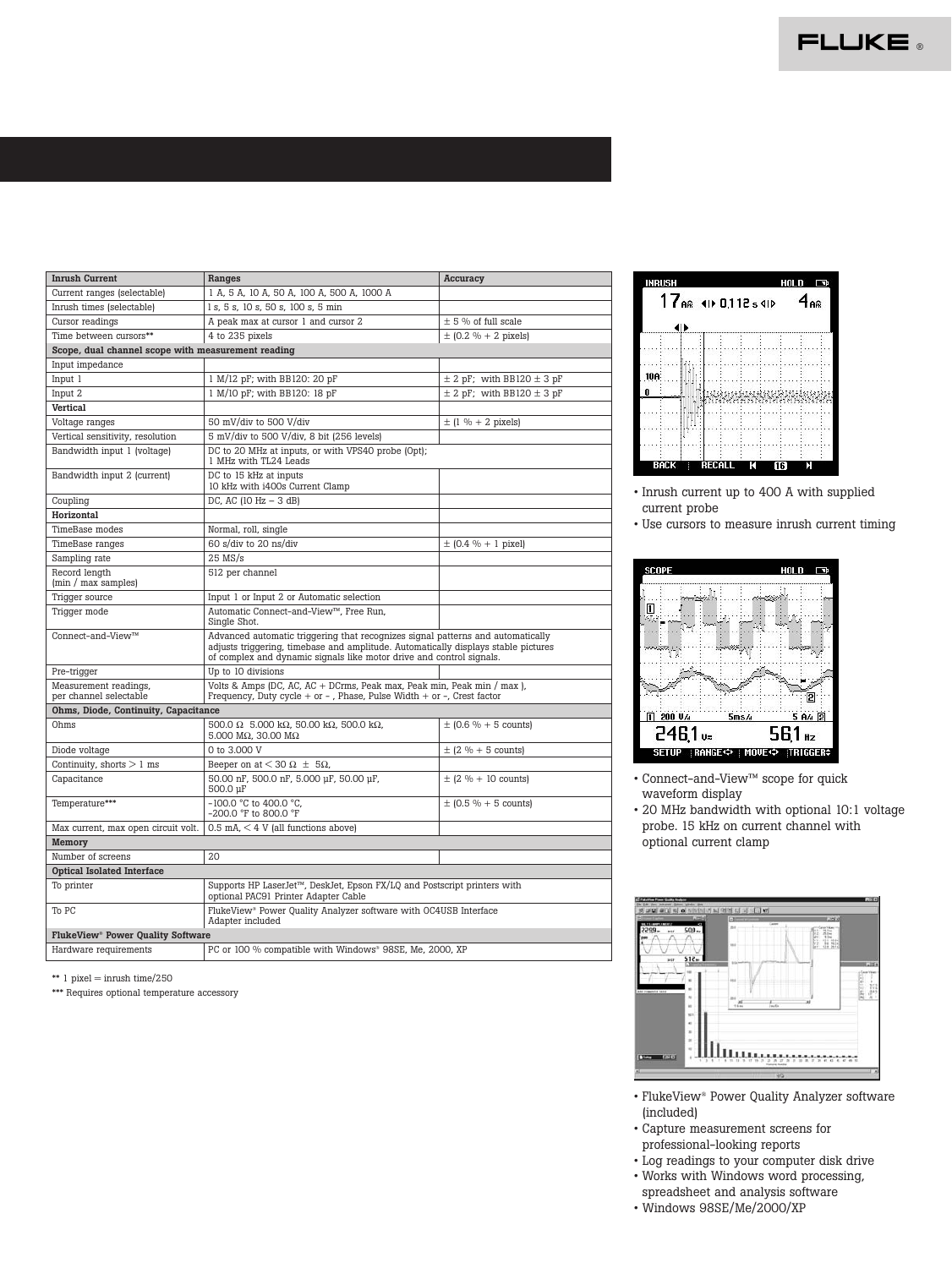| Inrush Current | Ranges | Accuracy |
|---|---|---|
| Current ranges (selectable) | 1 A, 5 A, 10 A, 50 A, 100 A, 500 A, 1000 A | |
| Inrush times (selectable) | 1 s, 5 s, 10 s, 50 s, 100 s, 5 min | |
| Cursor readings | A peak max at cursor 1 and cursor 2 | ± 5 % of full scale |
| Time between cursors** | 4 to 235 pixels | ± (0.2 % + 2 pixels) |
| **Scope, dual channel scope with measurement reading** | | |
| Input impedance | | |
| Input 1 | 1 M/12 pF; with BB120: 20 pF | ± 2 pF; with BB120 ± 3 pF |
| Input 2 | 1 M/10 pF; with BB120: 18 pF | ± 2 pF; with BB120 ± 3 pF |
| **Vertical** | | |
| Voltage ranges | 50 mV/div to 500 V/div | ± (1 % + 2 pixels) |
| Vertical sensitivity, resolution | 5 mV/div to 500 V/div, 8 bit (256 levels) | |
| Bandwidth input 1 (voltage) | DC to 20 MHz at inputs, or with VPS40 probe (Opt); 1 MHz with TL24 Leads | |
| Bandwidth input 2 (current) | DC to 15 kHz at inputs 10 kHz with i400s Current Clamp | |
| Coupling | DC, AC (10 Hz – 3 dB) | |
| **Horizontal** | | |
| TimeBase modes | Normal, roll, single | |
| TimeBase ranges | 60 s/div to 20 ns/div | ± (0.4 % + 1 pixel) |
| Sampling rate | 25 MS/s | |
| Record length (min / max samples) | 512 per channel | |
| Trigger source | Input 1 or Input 2 or Automatic selection | |
| Trigger mode | Automatic Connect-and-View™, Free Run, Single Shot. | |
| Connect-and-View™ | Advanced automatic triggering that recognizes signal patterns and automatically adjusts triggering, timebase and amplitude. Automatically displays stable pictures of complex and dynamic signals like motor drive and control signals. | |
| Pre-trigger | Up to 10 divisions | |
| Measurement readings, per channel selectable | Volts & Amps (DC, AC, AC + DCrms, Peak max, Peak min, Peak min / max ), Frequency, Duty cycle + or - , Phase, Pulse Width + or –, Crest factor | |
| **Ohms, Diode, Continuity, Capacitance** | | |
| Ohms | 500.0 Ω 5.000 kΩ, 50.00 kΩ, 500.0 kΩ, 5.000 MΩ, 30.00 MΩ | ± (0.6 % + 5 counts) |
| Diode voltage | 0 to 3.000 V | ± (2 % + 5 counts) |
| Continuity, shorts > 1 ms | Beeper on at < 30 Ω ± 5Ω, | |
| Capacitance | 50.00 nF, 500.0 nF, 5.000 µF, 50.00 µF, 500.0 µF | ± (2 % + 10 counts) |
| Temperature*** | -100.0 °C to 400.0 °C, -200.0 °F to 800.0 °F | ± (0.5 % + 5 counts) |
| Max current, max open circuit volt. | 0.5 mA, < 4 V (all functions above) | |
| **Memory** | | |
| Number of screens | 20 | |
| **Optical Isolated Interface** | | |
| To printer | Supports HP LaserJet™, DeskJet, Epson FX/LQ and Postscript printers with optional PAC91 Printer Adapter Cable | |
| To PC | FlukeView® Power Quality Analyzer software with OC4USB Interface Adapter included | |
| **FlukeView® Power Quality Software** | | |
| Hardware requirements | PC or 100 % compatible with Windows® 98SE, Me, 2000, XP | |

** 1 pixel = inrush time/250

*** Requires optional temperature accessory

- Inrush current up to 400 A with supplied current probe
- Use cursors to measure inrush current timing

- Connect-and-View™ scope for quick waveform display
- 20 MHz bandwidth with optional 10:1 voltage probe. 15 kHz on current channel with optional current clamp

- FlukeView® Power Quality Analyzer software (included)
- Capture measurement screens for professional-looking reports
- Log readings to your computer disk drive
- Works with Windows word processing, spreadsheet and analysis software
- Windows 98SE/Me/2000/XP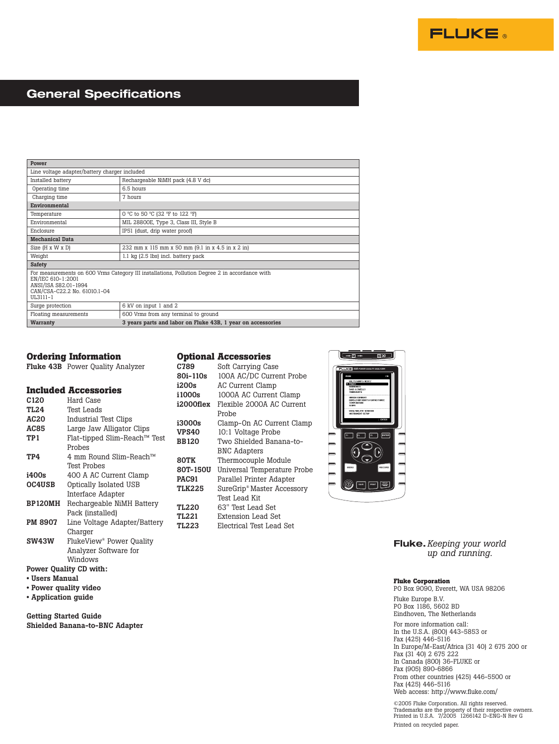# General Specifications

| | |
|---|---|
| **Power** | |
| Line voltage adapter/battery charger included | |
| Installed battery | Rechargeable NiMH pack (4.8 V dc) |
| Operating time | 6.5 hours |
| Charging time | 7 hours |
| **Environmental** | |
| Temperature | 0 °C to 50 °C (32 °F to 122 °F) |
| Environmental | MIL 28800E, Type 3, Class III, Style B |
| Enclosure | IP51 (dust, drip water proof) |
| **Mechanical Data** | |
| Size (H x W x D) | 232 mm x 115 mm x 50 mm (9.1 in x 4.5 in x 2 in) |
| Weight | 1.1 kg (2.5 lbs) incl. battery pack |
| **Safety** | |
| For measurements on 600 Vrms Category III installations, Pollution Degree 2 in accordance with EN/IEC 610-1:2001 ANSI/ISA S82.01-1994 CAN/CSA-C22.2 No. 61010.1-04 UL3111-1 | |
| Surge protection | 6 kV on input 1 and 2 |
| Floating measurements | 600 Vrms from any terminal to ground |
| **Warranty** | **3 years parts and labor on Fluke 43B, 1 year on accessories** |

## Ordering Information

**Fluke 43B** Power Quality Analyzer

## Included Accessories

**C120** Hard Case
**TL24** Test Leads
**AC20** Industrial Test Clips
**AC85** Large Jaw Alligator Clips
**TP1** Flat-tipped Slim-Reach™ Test Probes
**TP4** 4 mm Round Slim-Reach™ Test Probes
**i400s** 400 A AC Current Clamp
**OC4USB** Optically Isolated USB Interface Adapter
**BP120MH** Rechargeable NiMH Battery Pack (installed)
**PM 8907** Line Voltage Adapter/Battery Charger
**SW43W** FlukeView® Power Quality Analyzer Software for Windows

**Power Quality CD with:**
- **Users Manual**
- **Power quality video**
- **Application guide**

**Getting Started Guide**
**Shielded Banana-to-BNC Adapter**

## Optional Accessories

**C789** Soft Carrying Case
**80i-110s** 100A AC/DC Current Probe
**i200s** AC Current Clamp
**i1000s** 1000A AC Current Clamp
**i2000flex** Flexible 2000A AC Current Probe
**i3000s** Clamp-On AC Current Clamp
**VPS40** 10:1 Voltage Probe
**BB120** Two Shielded Banana-to-BNC Adapters
**80TK** Thermocouple Module
**80T-150U** Universal Temperature Probe
**PAC91** Parallel Printer Adapter
**TLK225** SureGrip® Master Accessory Test Lead Kit
**TL220** 63" Test Lead Set
**TL221** Extension Lead Set
**TL223** Electrical Test Lead Set

**Fluke.** *Keeping your world up and running.*

**Fluke Corporation**
PO Box 9090, Everett, WA USA 98206

Fluke Europe B.V.
PO Box 1186, 5602 BD
Eindhoven, The Netherlands

For more information call:
In the U.S.A. (800) 443-5853 or
Fax (425) 446-5116
In Europe/M-East/Africa (31 40) 2 675 200 or
Fax (31 40) 2 675 222
In Canada (800) 36-FLUKE or
Fax (905) 890-6866
From other countries (425) 446-5500 or
Fax (425) 446-5116
Web access: http://www.fluke.com/

©2005 Fluke Corporation. All rights reserved.
Trademarks are the property of their respective owners.
Printed in U.S.A. 7/2005 1266142 D-ENG-N Rev G

Printed on recycled paper.